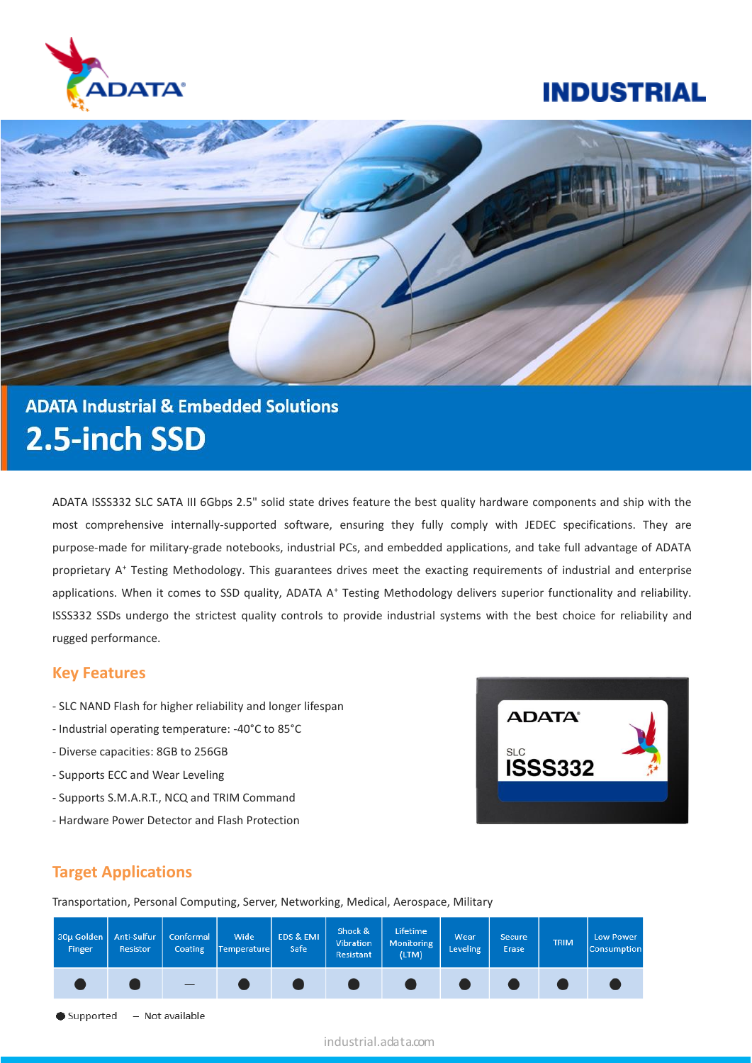ADATA

# INDUSTRIAL

## ADATA Industrial & Embedded Solutions

# 2.5-inch SSD

ADATA ISSS332 SLC SATA III 6Gbps 2.5" solid state drives feature the best quality hardware components and ship with the most comprehensive internally-supported software, ensuring they fully comply with JEDEC specifications. They are purpose-made for military-grade notebooks, industrial PCs, and embedded applications, and take full advantage of ADATA proprietary A⁺ Testing Methodology. This guarantees drives meet the exacting requirements of industrial and enterprise applications. When it comes to SSD quality, ADATA A⁺ Testing Methodology delivers superior functionality and reliability. ISSS332 SSDs undergo the strictest quality controls to provide industrial systems with the best choice for reliability and rugged performance.

## Key Features

- SLC NAND Flash for higher reliability and longer lifespan
- Industrial operating temperature: -40˚C to 85˚C
- Diverse capacities: 8GB to 256GB
- Supports ECC and Wear Leveling
- Supports S.M.A.R.T., NCQ and TRIM Command
- Hardware Power Detector and Flash Protection

## Target Applications

Transportation, Personal Computing, Server, Networking, Medical, Aerospace, Military

| 30µ Golden Finger | Anti-Sulfur Resistor | Conformal Coating | Wide Temperature | EDS & EMI Safe | Shock & Vibration Resistant | Lifetime Monitoring (LTM) | Wear Leveling | Secure Erase | TRIM | Low Power Consumption |
|---|---|---|---|---|---|---|---|---|---|---|
| ● | ● | – | ● | ● | ● | ● | ● | ● | ● | ● |

● Supported – Not available

industrial.adata.com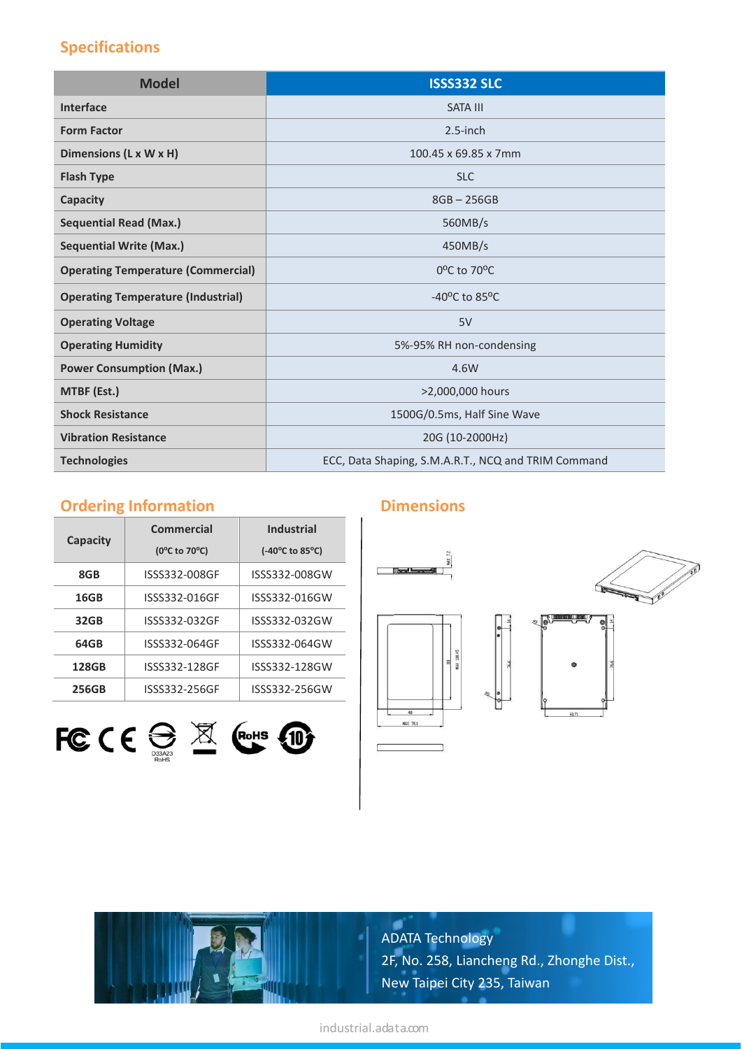## Specifications

| Model | ISSS332 SLC |
|---|---|
| Interface | SATA III |
| Form Factor | 2.5-inch |
| Dimensions (L x W x H) | 100.45 x 69.85 x 7mm |
| Flash Type | SLC |
| Capacity | 8GB – 256GB |
| Sequential Read (Max.) | 560MB/s |
| Sequential Write (Max.) | 450MB/s |
| Operating Temperature (Commercial) | 0ºC to 70ºC |
| Operating Temperature (Industrial) | -40ºC to 85ºC |
| Operating Voltage | 5V |
| Operating Humidity | 5%-95% RH non-condensing |
| Power Consumption (Max.) | 4.6W |
| MTBF (Est.) | >2,000,000 hours |
| Shock Resistance | 1500G/0.5ms, Half Sine Wave |
| Vibration Resistance | 20G (10-2000Hz) |
| Technologies | ECC, Data Shaping, S.M.A.R.T., NCQ and TRIM Command |

## Ordering Information

| Capacity | Commercial (0ºC to 70ºC) | Industrial (-40ºC to 85ºC) |
|---|---|---|
| 8GB | ISSS332-008GF | ISSS332-008GW |
| 16GB | ISSS332-016GF | ISSS332-016GW |
| 32GB | ISSS332-032GF | ISSS332-032GW |
| 64GB | ISSS332-064GF | ISSS332-064GW |
| 128GB | ISSS332-128GF | ISSS332-128GW |
| 256GB | ISSS332-256GF | ISSS332-256GW |

## Dimensions

ADATA Technology
2F, No. 258, Liancheng Rd., Zhonghe Dist.,
New Taipei City 235, Taiwan

industrial.adata.com